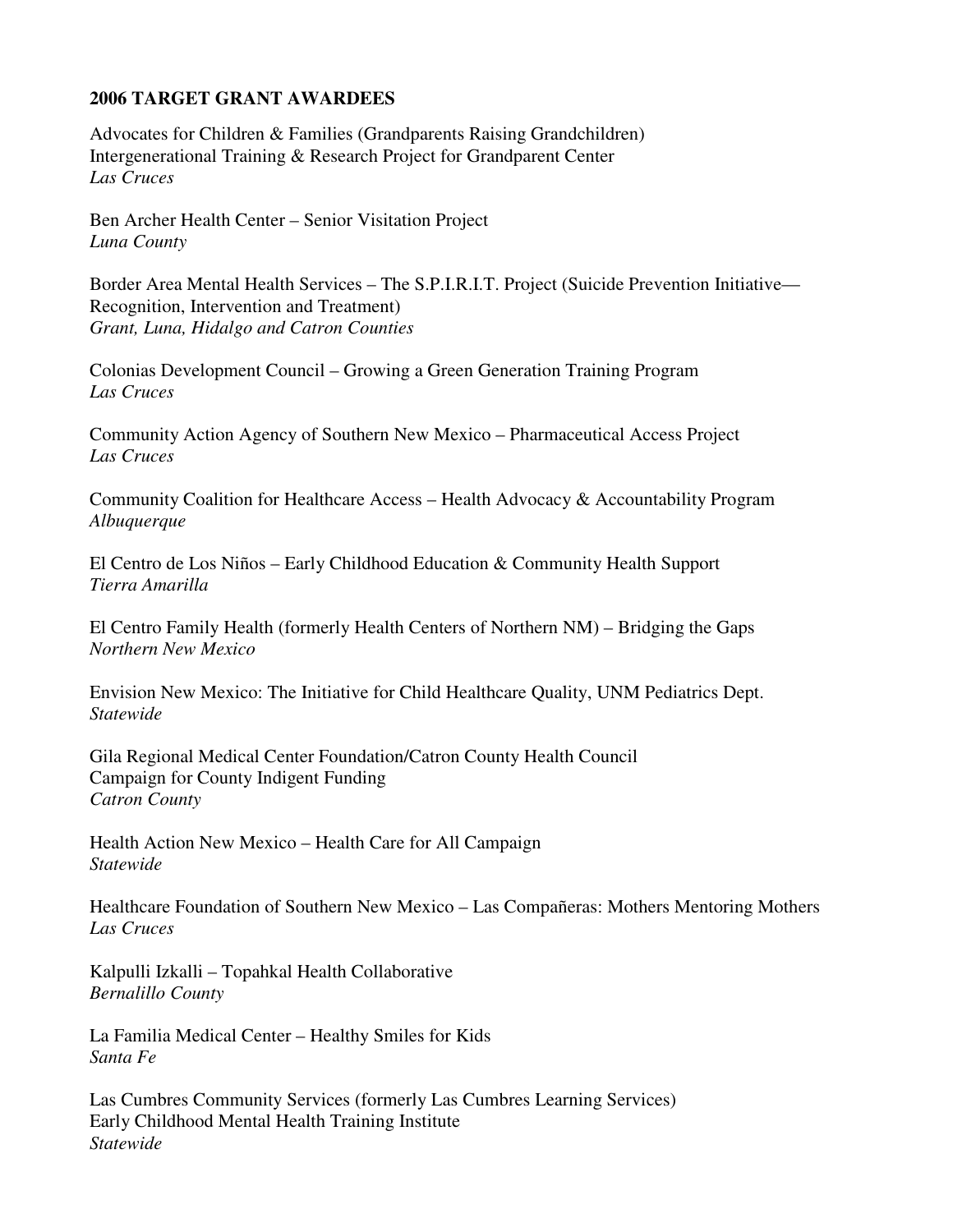**2006 TARGET GRANT AWARDEES**

Advocates for Children & Families (Grandparents Raising Grandchildren)
Intergenerational Training & Research Project for Grandparent Center
*Las Cruces*

Ben Archer Health Center – Senior Visitation Project
*Luna County*

Border Area Mental Health Services – The S.P.I.R.I.T. Project (Suicide Prevention Initiative—Recognition, Intervention and Treatment)
*Grant, Luna, Hidalgo and Catron Counties*

Colonias Development Council – Growing a Green Generation Training Program
*Las Cruces*

Community Action Agency of Southern New Mexico – Pharmaceutical Access Project
*Las Cruces*

Community Coalition for Healthcare Access – Health Advocacy & Accountability Program
*Albuquerque*

El Centro de Los Niños – Early Childhood Education & Community Health Support
*Tierra Amarilla*

El Centro Family Health (formerly Health Centers of Northern NM) – Bridging the Gaps
*Northern New Mexico*

Envision New Mexico: The Initiative for Child Healthcare Quality, UNM Pediatrics Dept.
*Statewide*

Gila Regional Medical Center Foundation/Catron County Health Council
Campaign for County Indigent Funding
*Catron County*

Health Action New Mexico – Health Care for All Campaign
*Statewide*

Healthcare Foundation of Southern New Mexico – Las Compañeras: Mothers Mentoring Mothers
*Las Cruces*

Kalpulli Izkalli – Topahkal Health Collaborative
*Bernalillo County*

La Familia Medical Center – Healthy Smiles for Kids
*Santa Fe*

Las Cumbres Community Services (formerly Las Cumbres Learning Services)
Early Childhood Mental Health Training Institute
*Statewide*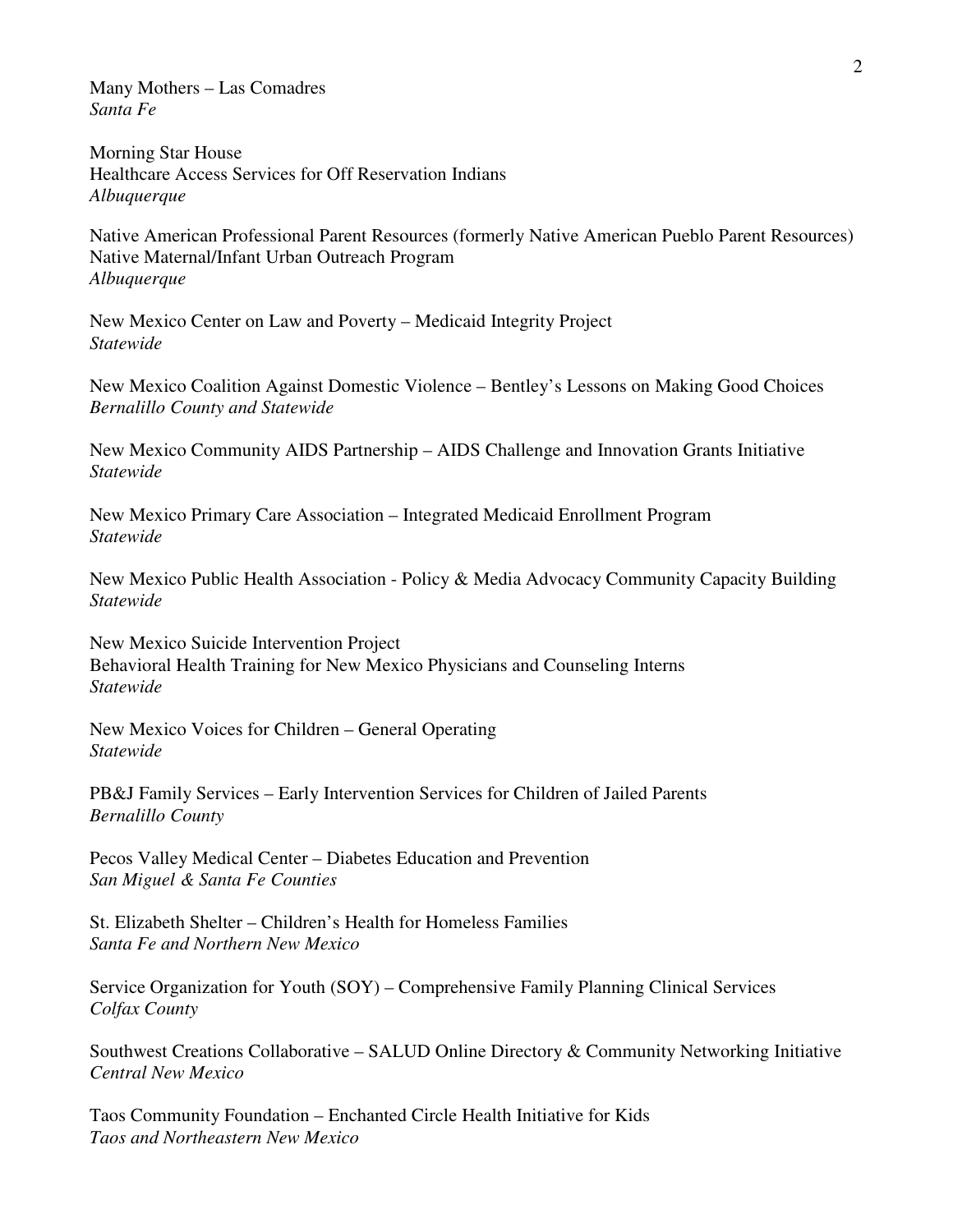Many Mothers – Las Comadres
*Santa Fe*

Morning Star House
Healthcare Access Services for Off Reservation Indians
*Albuquerque*

Native American Professional Parent Resources (formerly Native American Pueblo Parent Resources)
Native Maternal/Infant Urban Outreach Program
*Albuquerque*

New Mexico Center on Law and Poverty – Medicaid Integrity Project
*Statewide*

New Mexico Coalition Against Domestic Violence – Bentley's Lessons on Making Good Choices
*Bernalillo County and Statewide*

New Mexico Community AIDS Partnership – AIDS Challenge and Innovation Grants Initiative
*Statewide*

New Mexico Primary Care Association – Integrated Medicaid Enrollment Program
*Statewide*

New Mexico Public Health Association - Policy & Media Advocacy Community Capacity Building
*Statewide*

New Mexico Suicide Intervention Project
Behavioral Health Training for New Mexico Physicians and Counseling Interns
*Statewide*

New Mexico Voices for Children – General Operating
*Statewide*

PB&J Family Services – Early Intervention Services for Children of Jailed Parents
*Bernalillo County*

Pecos Valley Medical Center – Diabetes Education and Prevention
*San Miguel & Santa Fe Counties*

St. Elizabeth Shelter – Children's Health for Homeless Families
*Santa Fe and Northern New Mexico*

Service Organization for Youth (SOY) – Comprehensive Family Planning Clinical Services
*Colfax County*

Southwest Creations Collaborative – SALUD Online Directory & Community Networking Initiative
*Central New Mexico*

Taos Community Foundation – Enchanted Circle Health Initiative for Kids
*Taos and Northeastern New Mexico*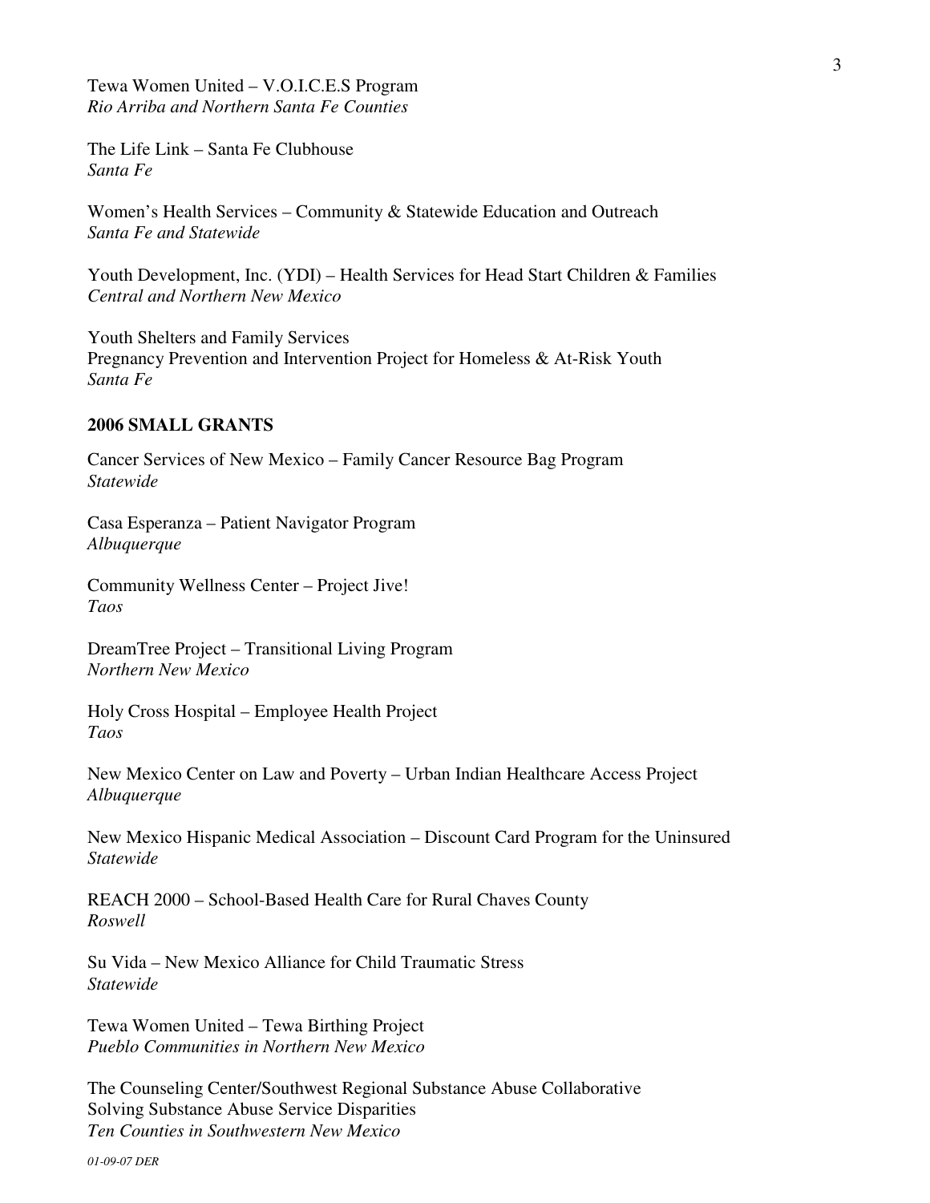Tewa Women United – V.O.I.C.E.S Program
*Rio Arriba and Northern Santa Fe Counties*

The Life Link – Santa Fe Clubhouse
*Santa Fe*

Women's Health Services – Community & Statewide Education and Outreach
*Santa Fe and Statewide*

Youth Development, Inc. (YDI) – Health Services for Head Start Children & Families
*Central and Northern New Mexico*

Youth Shelters and Family Services
Pregnancy Prevention and Intervention Project for Homeless & At-Risk Youth
*Santa Fe*

**2006 SMALL GRANTS**

Cancer Services of New Mexico – Family Cancer Resource Bag Program
*Statewide*

Casa Esperanza – Patient Navigator Program
*Albuquerque*

Community Wellness Center – Project Jive!
*Taos*

DreamTree Project – Transitional Living Program
*Northern New Mexico*

Holy Cross Hospital – Employee Health Project
*Taos*

New Mexico Center on Law and Poverty – Urban Indian Healthcare Access Project
*Albuquerque*

New Mexico Hispanic Medical Association – Discount Card Program for the Uninsured
*Statewide*

REACH 2000 – School-Based Health Care for Rural Chaves County
*Roswell*

Su Vida – New Mexico Alliance for Child Traumatic Stress
*Statewide*

Tewa Women United – Tewa Birthing Project
*Pueblo Communities in Northern New Mexico*

The Counseling Center/Southwest Regional Substance Abuse Collaborative
Solving Substance Abuse Service Disparities
*Ten Counties in Southwestern New Mexico*

*01-09-07 DER*